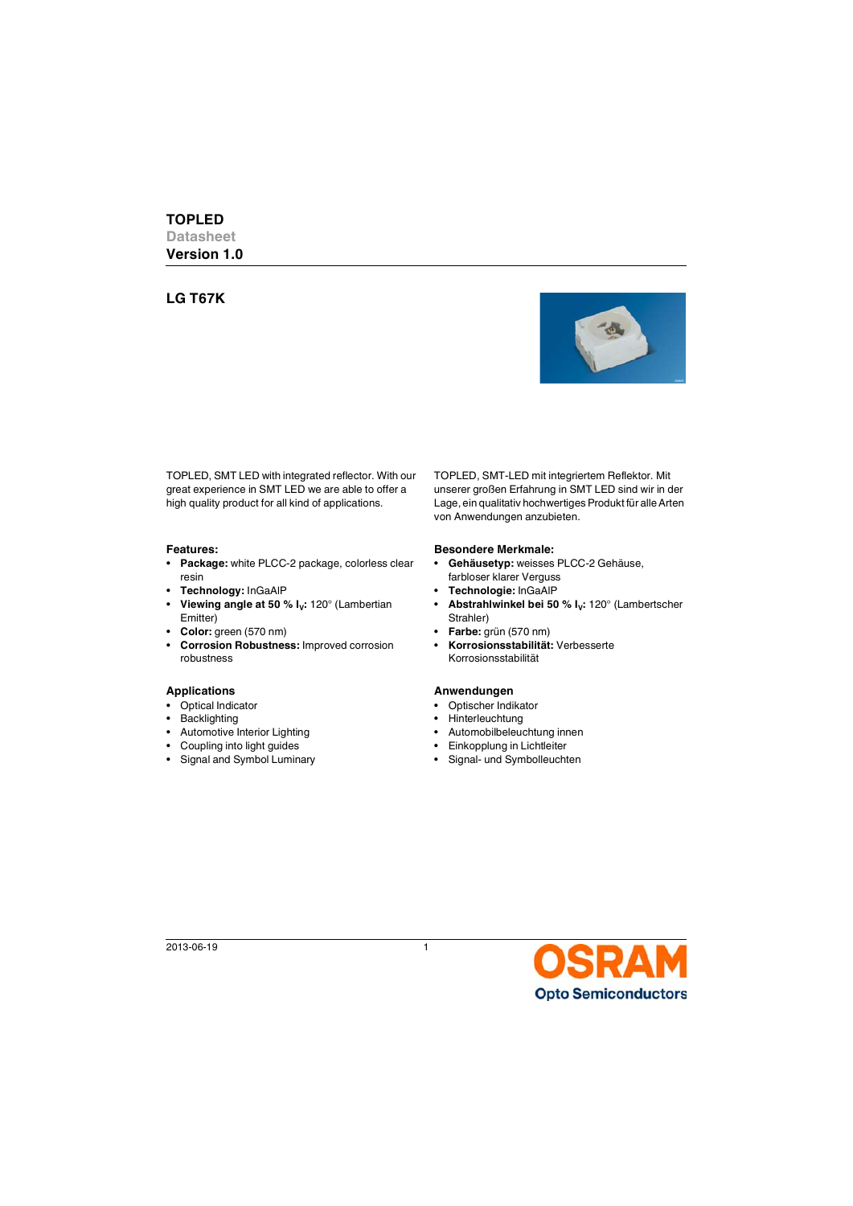# TOPLED

Datasheet

**Version 1.0**

## LG T67K

TOPLED, SMT LED with integrated reflector. With our great experience in SMT LED we are able to offer a high quality product for all kind of applications.

TOPLED, SMT-LED mit integriertem Reflektor. Mit unserer großen Erfahrung in SMT LED sind wir in der Lage, ein qualitativ hochwertiges Produkt für alle Arten von Anwendungen anzubieten.

### Features:

- **Package:** white PLCC-2 package, colorless clear resin
- **Technology:** InGaAlP
- **Viewing angle at 50 % $I_V$:** 120° (Lambertian Emitter)
- **Color:** green (570 nm)
- **Corrosion Robustness:** Improved corrosion robustness

### Besondere Merkmale:

- **Gehäusetyp:** weisses PLCC-2 Gehäuse, farbloser klarer Verguss
- **Technologie:** InGaAlP
- **Abstrahlwinkel bei 50 % $I_V$:** 120° (Lambertscher Strahler)
- **Farbe:** grün (570 nm)
- **Korrosionsstabilität:** Verbesserte Korrosionsstabilität

### Applications

- Optical Indicator
- Backlighting
- Automotive Interior Lighting
- Coupling into light guides
- Signal and Symbol Luminary

### Anwendungen

- Optischer Indikator
- Hinterleuchtung
- Automobilbeleuchtung innen
- Einkopplung in Lichtleiter
- Signal- und Symbolleuchten

2013-06-19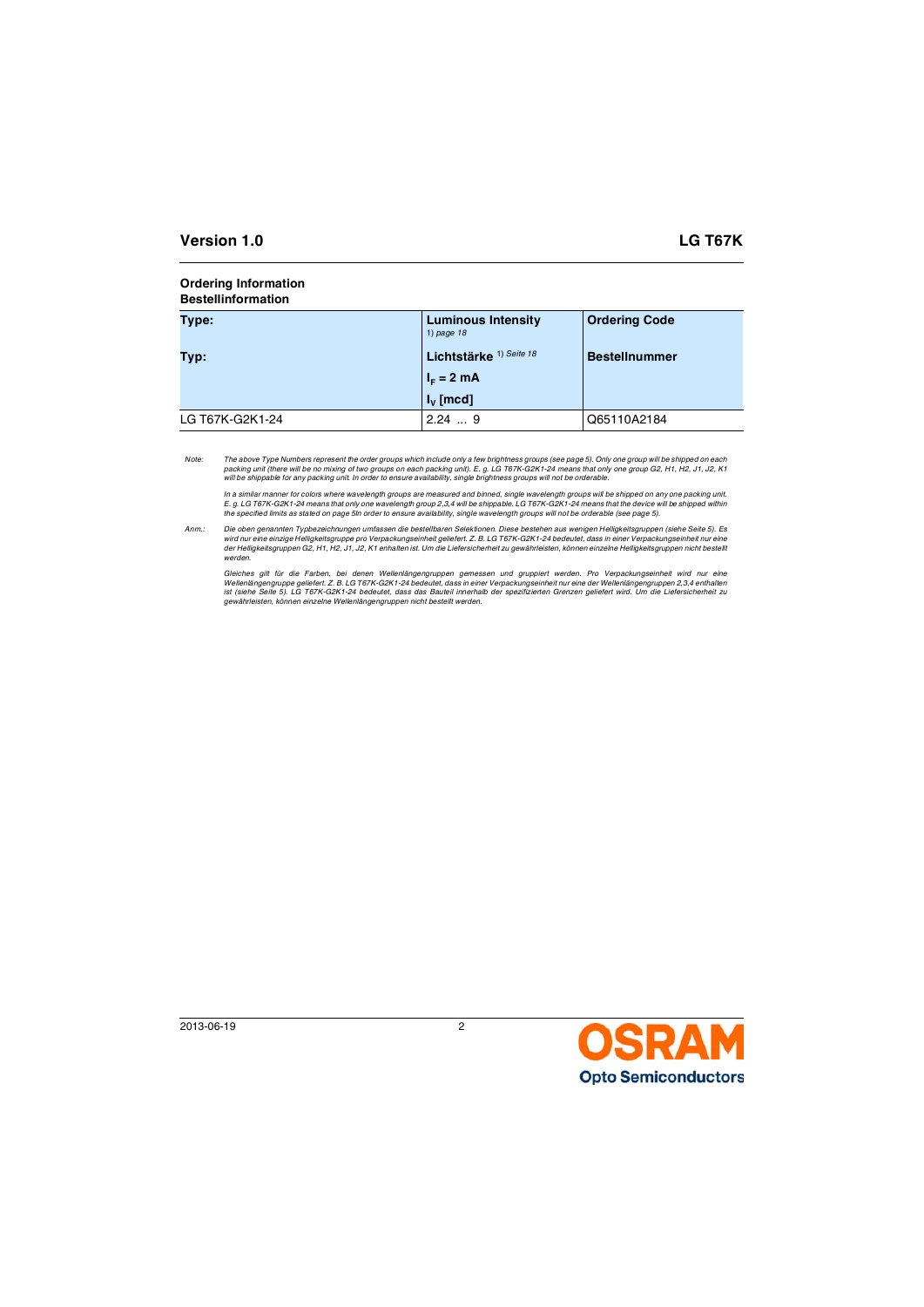## Ordering Information
## Bestellinformation

| Type:<br><br>Typ: | Luminous Intensity 1) *page 18*<br><br>Lichtstärke 1) *Seite 18*<br><br>$I_F$ = 2 mA<br><br>$I_V$ [mcd] | Ordering Code<br><br>Bestellnummer |
|---|---|---|
| LG T67K-G2K1-24 | 2.24 ... 9 | Q65110A2184 |

*Note:* *The above Type Numbers represent the order groups which include only a few brightness groups (see page 5). Only one group will be shipped on each packing unit (there will be no mixing of two groups on each packing unit). E. g. LG T67K-G2K1-24 means that only one group G2, H1, H2, J1, J2, K1 will be shippable for any packing unit. In order to ensure availability, single brightness groups will not be orderable.*

*In a similar manner for colors where wavelength groups are measured and binned, single wavelength groups will be shipped on any one packing unit. E. g. LG T67K-G2K1-24 means that only one wavelength group 2,3,4 will be shippable. LG T67K-G2K1-24 means that the device will be shipped within the specified limits as stated on page 5In order to ensure availability, single wavelength groups will not be orderable (see page 5).*

*Anm.:* *Die oben genannten Typbezeichnungen umfassen die bestellbaren Selektionen. Diese bestehen aus wenigen Helligkeitsgruppen (siehe Seite 5). Es wird nur eine einzige Helligkeitsgruppe pro Verpackungseinheit geliefert. Z. B. LG T67K-G2K1-24 bedeutet, dass in einer Verpackungseinheit nur eine der Helligkeitsgruppen G2, H1, H2, J1, J2, K1 enhalten ist. Um die Liefersicherheit zu gewährleisten, können einzelne Helligkeitsgruppen nicht bestellt werden.*

*Gleiches gilt für die Farben, bei denen Wellenlängengruppen gemessen und gruppiert werden. Pro Verpackungseinheit wird nur eine Wellenlängengruppe geliefert. Z. B. LG T67K-G2K1-24 bedeutet, dass in einer Verpackungseinheit nur eine der Wellenlängengruppen 2,3,4 enthalten ist (siehe Seite 5). LG T67K-G2K1-24 bedeutet, dass das Bauteil innerhalb der spezifizierten Grenzen geliefert wird. Um die Liefersicherheit zu gewährleisten, können einzelne Wellenlängengruppen nicht bestellt werden.*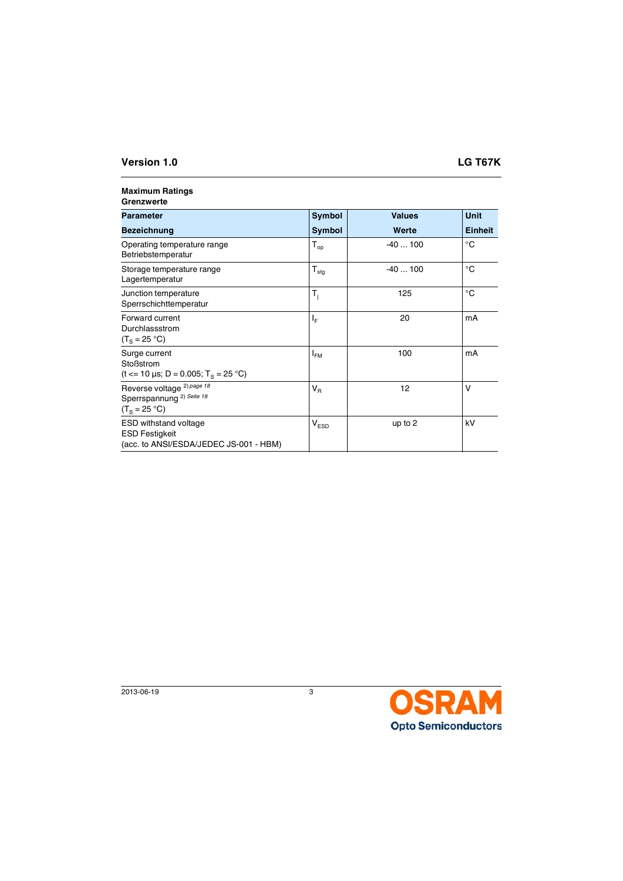**Maximum Ratings**
**Grenzwerte**

| Parameter<br>Bezeichnung | Symbol<br>Symbol | Values<br>Werte | Unit<br>Einheit |
|---|---|---|---|
| Operating temperature range<br>Betriebstemperatur | $T_{op}$ | -40 ... 100 | °C |
| Storage temperature range<br>Lagertemperatur | $T_{stg}$ | -40 ... 100 | °C |
| Junction temperature<br>Sperrschichttemperatur | $T_j$ | 125 | °C |
| Forward current<br>Durchlassstrom<br>($T_S$ = 25 °C) | $I_F$ | 20 | mA |
| Surge current<br>Stoßstrom<br>(t <= 10 µs; D = 0.005; $T_S$ = 25 °C) | $I_{FM}$ | 100 | mA |
| Reverse voltage [2) page 18]<br>Sperrspannung [2) Seite 18]<br>($T_S$ = 25 °C) | $V_R$ | 12 | V |
| ESD withstand voltage<br>ESD Festigkeit<br>(acc. to ANSI/ESDA/JEDEC JS-001 - HBM) | $V_{ESD}$ | up to 2 | kV |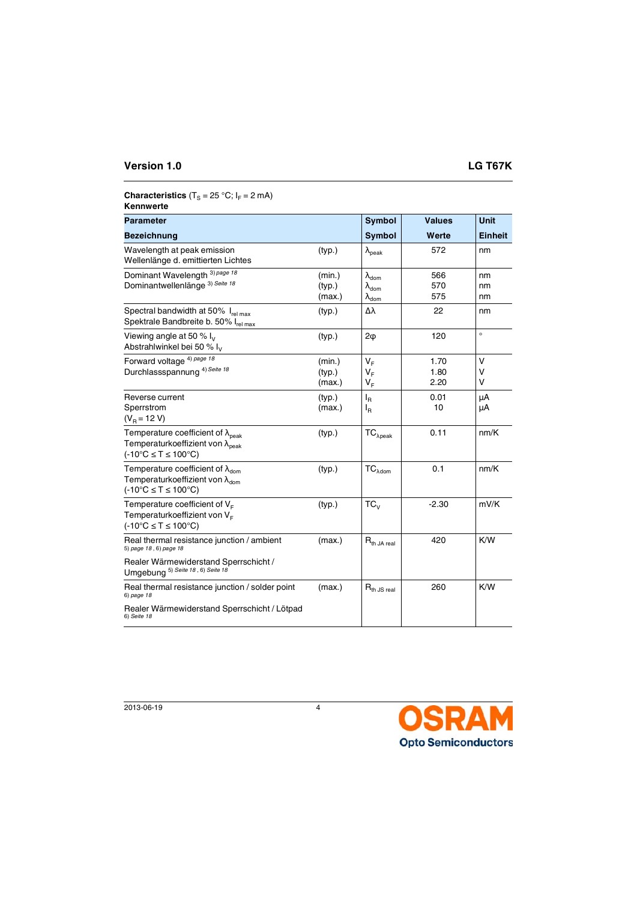**Characteristics** ($T_S$ = 25 °C; $I_F$ = 2 mA)
**Kennwerte**

| Parameter<br>**Bezeichnung** | | Symbol<br>**Symbol** | Values<br>**Werte** | Unit<br>**Einheit** |
|---|---|---|---|---|
| Wavelength at peak emission<br>Wellenlänge d. emittierten Lichtes | (typ.) | $\lambda_{peak}$ | 572 | nm |
| Dominant Wavelength [3) page 18]<br>Dominantwellenlänge [3) Seite 18] | (min.)<br>(typ.)<br>(max.) | $\lambda_{dom}$<br>$\lambda_{dom}$<br>$\lambda_{dom}$ | 566<br>570<br>575 | nm<br>nm<br>nm |
| Spectral bandwidth at 50% $I_{rel\ max}$<br>Spektrale Bandbreite b. 50% $I_{rel\ max}$ | (typ.) | $\Delta\lambda$ | 22 | nm |
| Viewing angle at 50 % $I_V$<br>Abstrahlwinkel bei 50 % $I_V$ | (typ.) | $2\varphi$ | 120 | ° |
| Forward voltage [4) page 18]<br>Durchlassspannung [4) Seite 18] | (min.)<br>(typ.)<br>(max.) | $V_F$<br>$V_F$<br>$V_F$ | 1.70<br>1.80<br>2.20 | V<br>V<br>V |
| Reverse current<br>Sperrstrom<br>($V_R$ = 12 V) | (typ.)<br>(max.) | $I_R$<br>$I_R$ | 0.01<br>10 | µA<br>µA |
| Temperature coefficient of $\lambda_{peak}$<br>Temperaturkoeffizient von $\lambda_{peak}$<br>(-10°C ≤ T ≤ 100°C) | (typ.) | $TC_{\lambda peak}$ | 0.11 | nm/K |
| Temperature coefficient of $\lambda_{dom}$<br>Temperaturkoeffizient von $\lambda_{dom}$<br>(-10°C ≤ T ≤ 100°C) | (typ.) | $TC_{\lambda dom}$ | 0.1 | nm/K |
| Temperature coefficient of $V_F$<br>Temperaturkoeffizient von $V_F$<br>(-10°C ≤ T ≤ 100°C) | (typ.) | $TC_V$ | -2.30 | mV/K |
| Real thermal resistance junction / ambient [5) page 18, 6) page 18]<br>Realer Wärmewiderstand Sperrschicht / Umgebung [5) Seite 18, 6) Seite 18] | (max.) | $R_{th\ JA\ real}$ | 420 | K/W |
| Real thermal resistance junction / solder point [6) page 18]<br>Realer Wärmewiderstand Sperrschicht / Lötpad [6) Seite 18] | (max.) | $R_{th\ JS\ real}$ | 260 | K/W |

2013-06-19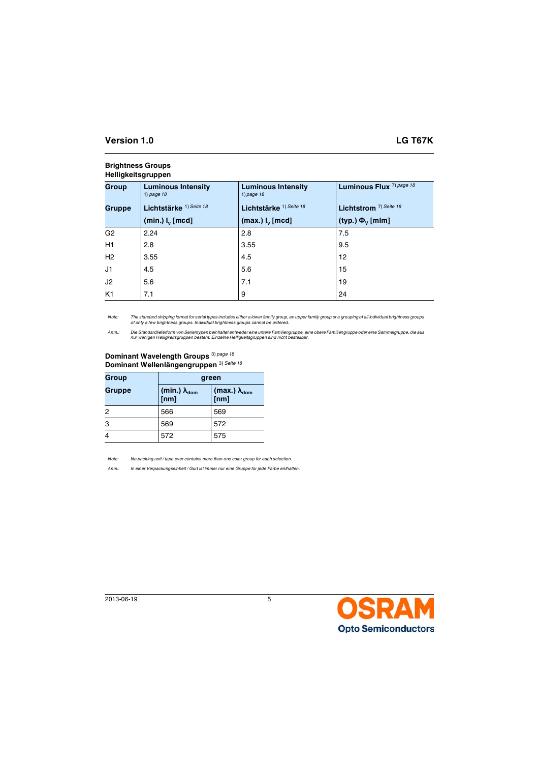## Brightness Groups
## Helligkeitsgruppen

| Group<br><br>Gruppe | Luminous Intensity 1) page 18<br><br>Lichtstärke 1) Seite 18<br>(min.) $I_v$ [mcd] | Luminous Intensity 1) page 18<br><br>Lichtstärke 1) Seite 18<br>(max.) $I_v$ [mcd] | Luminous Flux 7) page 18<br><br>Lichtstrom 7) Seite 18<br>(typ.) $\Phi_V$ [mlm] |
|---|---|---|---|
| G2 | 2.24 | 2.8 | 7.5 |
| H1 | 2.8 | 3.55 | 9.5 |
| H2 | 3.55 | 4.5 | 12 |
| J1 | 4.5 | 5.6 | 15 |
| J2 | 5.6 | 7.1 | 19 |
| K1 | 7.1 | 9 | 24 |

*Note:* *The standard shipping format for serial types includes either a lower family group, an upper family group or a grouping of all individual brightness groups of only a few brightness groups. Individual brightness groups cannot be ordered.*

*Anm.:* *Die Standardlieferform von Serientypen beinhaltet entweder eine untere Familiengruppe, eine obere Familiengruppe oder eine Sammelgruppe, die aus nur wenigen Helligkeitsgruppen besteht. Einzelne Helligkeitsgruppen sind nicht bestellbar.*

## Dominant Wavelength Groups 3) page 18
## Dominant Wellenlängengruppen 3) Seite 18

| Group<br>Gruppe | green | |
|---|---|---|
| | (min.) $\lambda_{dom}$ [nm] | (max.) $\lambda_{dom}$ [nm] |
| 2 | 566 | 569 |
| 3 | 569 | 572 |
| 4 | 572 | 575 |

*Note:* *No packing unit / tape ever contains more than one color group for each selection.*

*Anm.:* *In einer Verpackungseinheit / Gurt ist immer nur eine Gruppe für jede Farbe enthalten.*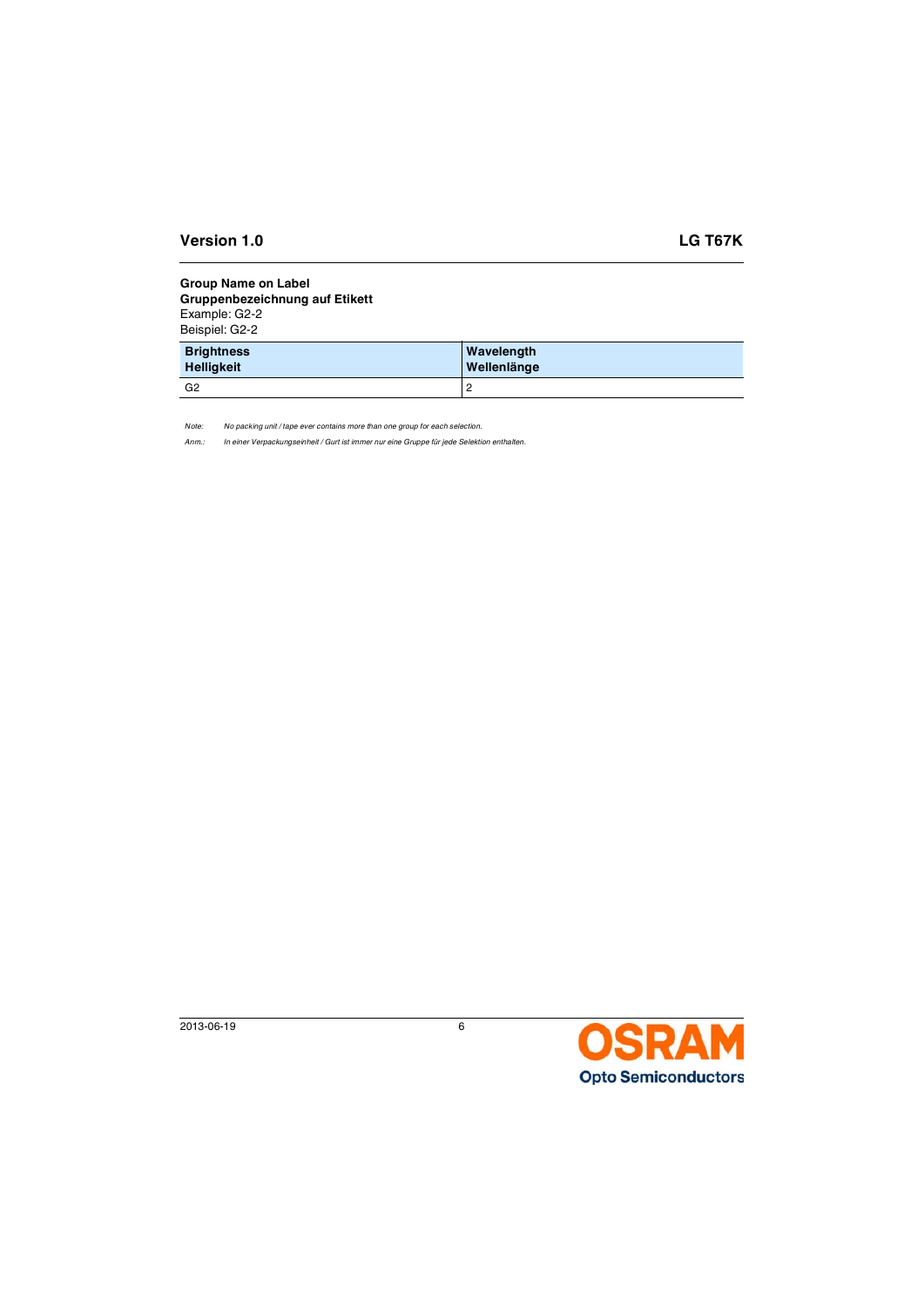**Group Name on Label**
**Gruppenbezeichnung auf Etikett**
Example: G2-2
Beispiel: G2-2

| **Brightness**<br>**Helligkeit** | **Wavelength**<br>**Wellenlänge** |
|---|---|
| G2 | 2 |

*Note: No packing unit / tape ever contains more than one group for each selection.*

*Anm.: In einer Verpackungseinheit / Gurt ist immer nur eine Gruppe für jede Selektion enthalten.*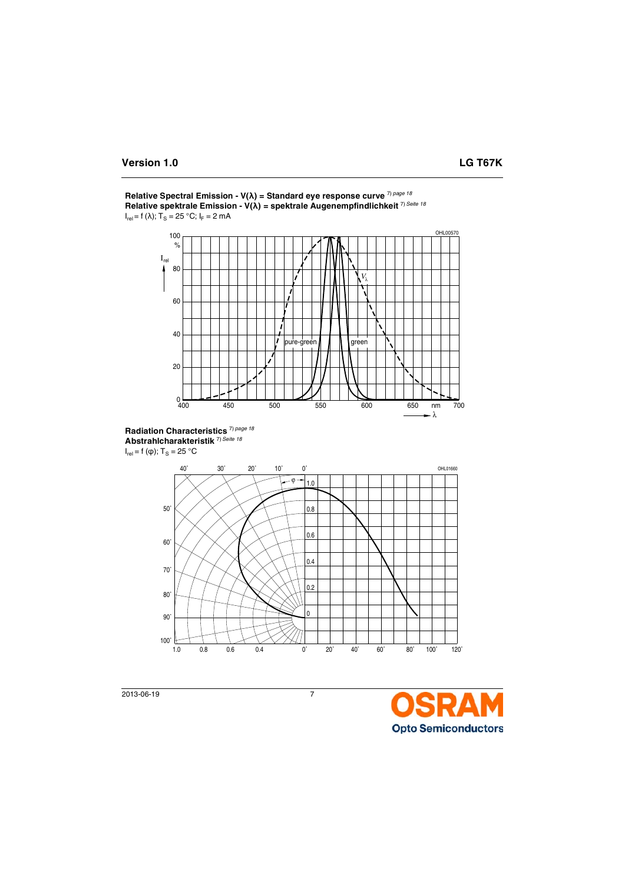**Relative Spectral Emission - V(λ) = Standard eye response curve** [7) page 18]
**Relative spektrale Emission - V(λ) = spektrale Augenempfindlichkeit** [7) Seite 18]
$I_{rel} = f(\lambda)$; $T_S = 25$ °C; $I_F = 2$ mA

**Radiation Characteristics** [7) page 18]
**Abstrahlcharakteristik** [7) Seite 18]
$I_{rel} = f(\varphi)$; $T_S = 25$ °C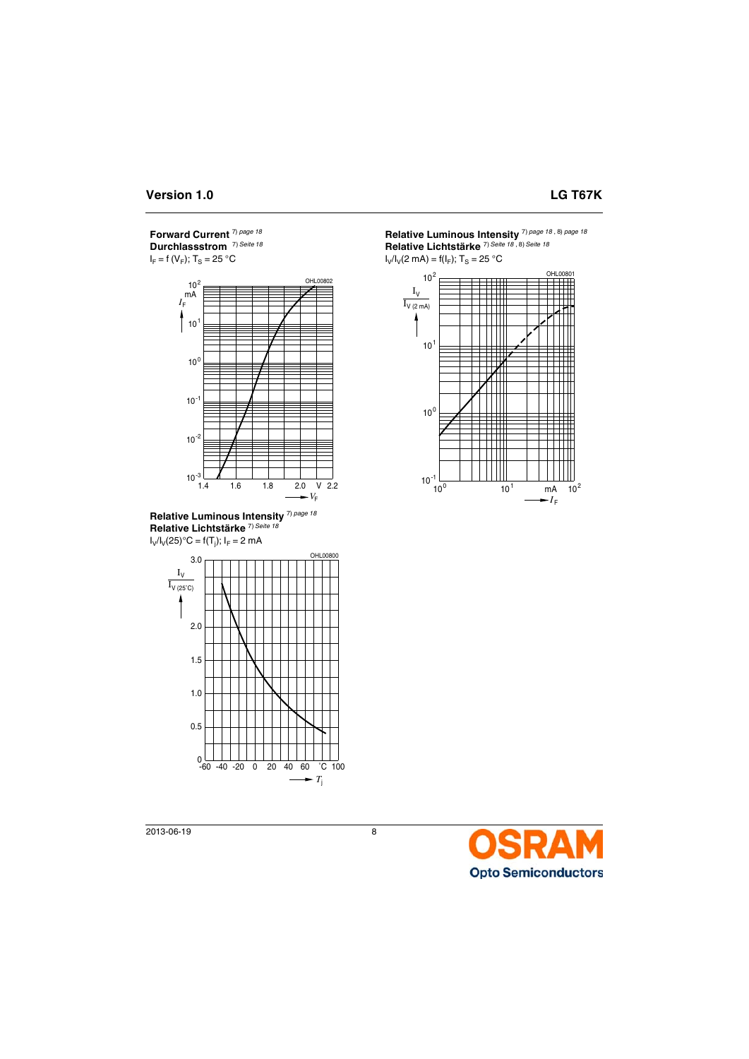**Forward Current** 7) page 18
**Durchlassstrom** 7) Seite 18
$I_F = f(V_F)$; $T_S = 25\ °C$

OHL00802

$10^2$ mA, $10^1$, $10^0$, $10^{-1}$, $10^{-2}$, $10^{-3}$ — $I_F$

1.4, 1.6, 1.8, 2.0, V 2.2 — $V_F$

**Relative Luminous Intensity** 7) page 18, 8) page 18
**Relative Lichtstärke** 7) Seite 18, 8) Seite 18
$I_V/I_V(2\ mA) = f(I_F)$; $T_S = 25\ °C$

OHL00801

$\frac{I_V}{I_{V\ (2\ mA)}}$: $10^2$, $10^1$, $10^0$, $10^{-1}$

$10^0$, $10^1$, mA $10^2$ — $I_F$

**Relative Luminous Intensity** 7) page 18
**Relative Lichtstärke** 7) Seite 18
$I_V/I_V(25)°C = f(T_j)$; $I_F = 2\ mA$

OHL00800

$\frac{I_V}{I_{V\ (25°C)}}$: 3.0, 2.0, 1.5, 1.0, 0.5, 0

-60, -40, -20, 0, 20, 40, 60, °C 100 — $T_j$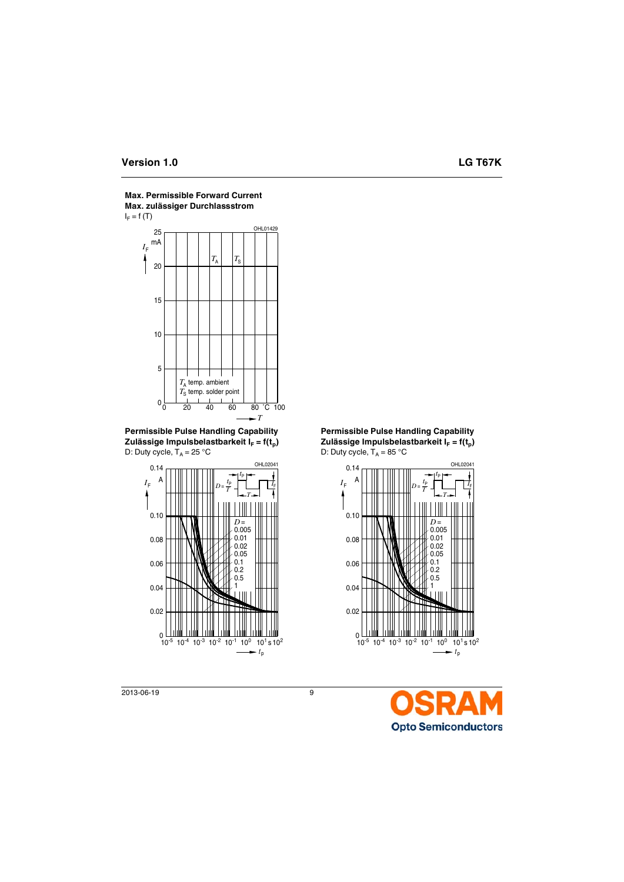**Max. Permissible Forward Current**
**Max. zulässiger Durchlassstrom**
$I_F = f(T)$

OHL01429

$I_F$ mA: 0, 5, 10, 15, 20, 25

$T$: 0, 20, 40, 60, 80 °C 100

$T_A$ $T_S$

$T_A$ temp. ambient
$T_S$ temp. solder point

**Permissible Pulse Handling Capability**
**Zulässige Impulsbelastbarkeit $I_F = f(t_p)$**
D: Duty cycle, $T_A$ = 25 °C

OHL02041

$I_F$ A: 0, 0.02, 0.04, 0.06, 0.08, 0.10, 0.14

$t_p$: $10^{-5}$, $10^{-4}$, $10^{-3}$, $10^{-2}$, $10^{-1}$, $10^{0}$, $10^{1}$ s $10^{2}$

$D = \frac{t_p}{T}$

$D$ = 0.005, 0.01, 0.02, 0.05, 0.1, 0.2, 0.5, 1

**Permissible Pulse Handling Capability**
**Zulässige Impulsbelastbarkeit $I_F = f(t_p)$**
D: Duty cycle, $T_A$ = 85 °C

OHL02041

$I_F$ A: 0, 0.02, 0.04, 0.06, 0.08, 0.10, 0.14

$t_p$: $10^{-5}$, $10^{-4}$, $10^{-3}$, $10^{-2}$, $10^{-1}$, $10^{0}$, $10^{1}$ s $10^{2}$

$D = \frac{t_p}{T}$

$D$ = 0.005, 0.01, 0.02, 0.05, 0.1, 0.2, 0.5, 1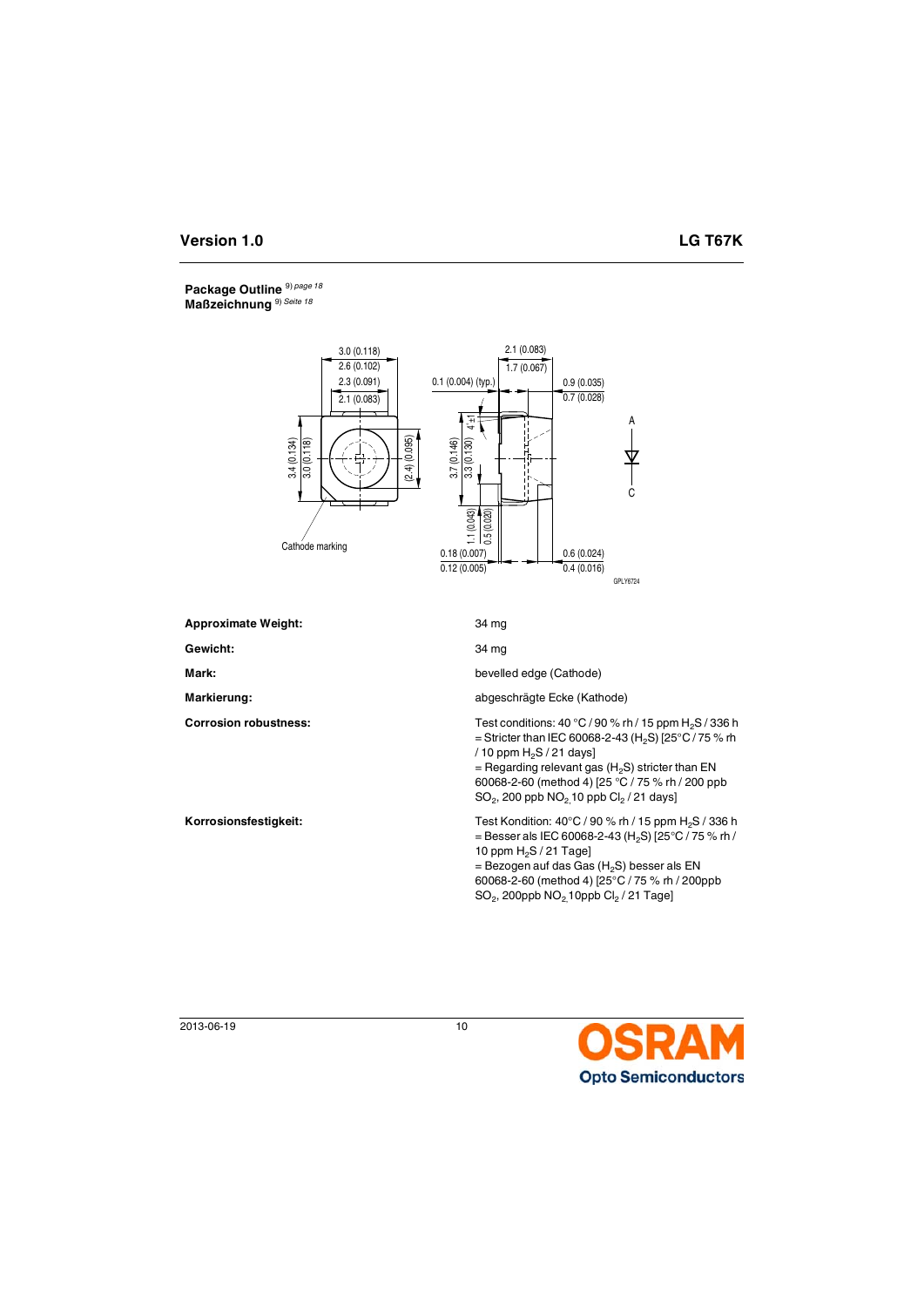**Package Outline** 9) *page 18*
**Maßzeichnung** 9) *Seite 18*

| | |
|---|---|
| **Approximate Weight:** | 34 mg |
| **Gewicht:** | 34 mg |
| **Mark:** | bevelled edge (Cathode) |
| **Markierung:** | abgeschrägte Ecke (Kathode) |
| **Corrosion robustness:** | Test conditions: 40 °C / 90 % rh / 15 ppm $H_2S$ / 336 h = Stricter than IEC 60068-2-43 ($H_2S$) [25°C / 75 % rh / 10 ppm $H_2S$ / 21 days] = Regarding relevant gas ($H_2S$) stricter than EN 60068-2-60 (method 4) [25 °C / 75 % rh / 200 ppb $SO_2$, 200 ppb $NO_2$ 10 ppb $Cl_2$ / 21 days] |
| **Korrosionsfestigkeit:** | Test Kondition: 40°C / 90 % rh / 15 ppm $H_2S$ / 336 h = Besser als IEC 60068-2-43 ($H_2S$) [25°C / 75 % rh / 10 ppm $H_2S$ / 21 Tage] = Bezogen auf das Gas ($H_2S$) besser als EN 60068-2-60 (method 4) [25°C / 75 % rh / 200ppb $SO_2$, 200ppb $NO_2$ 10ppb $Cl_2$ / 21 Tage] |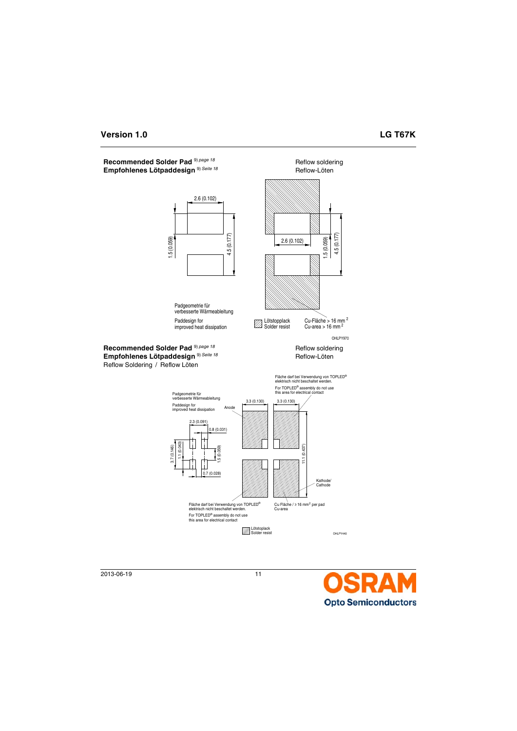**Recommended Solder Pad** [9) page 18]
**Empfohlenes Lötpaddesign** [9) Seite 18]

Reflow soldering
Reflow-Löten

2.6 (0.102)
1.5 (0.059)
4.5 (0.177)

Padgeometrie für verbesserte Wärmeableitung

Paddesign for improved heat dissipation

2.6 (0.102)
1.5 (0.059)
4.5 (0.177)

Lötstopplack
Solder resist

Cu-Fläche > 16 mm²
Cu-area > 16 mm²

OHLPY970

**Recommended Solder Pad** [9) page 18]
**Empfohlenes Lötpaddesign** [9) Seite 18]
Reflow Soldering / Reflow Löten

Reflow soldering
Reflow-Löten

Fläche darf bei Verwendung von TOPLED® elektrisch nicht beschaltet werden.
For TOPLED® assembly do not use this area for electrical contact

Padgeometrie für verbesserte Wärmeableitung

Paddesign for improved heat dissipation

Anode

3.3 (0.130)
3.3 (0.130)

2.3 (0.091)
0.8 (0.031)
3.7 (0.146)
1.1 (0.043)
1.5 (0.059)
0.7 (0.028)
11.1 (0.437)

Kathode/
Cathode

Fläche darf bei Verwendung von TOPLED® elektrisch nicht beschaltet werden.
For TOPLED® assembly do not use this area for electrical contact

Cu Fläche / ≥ 16 mm² per pad
Cu-area

Lötstoplack
Solder resist

OHLPY440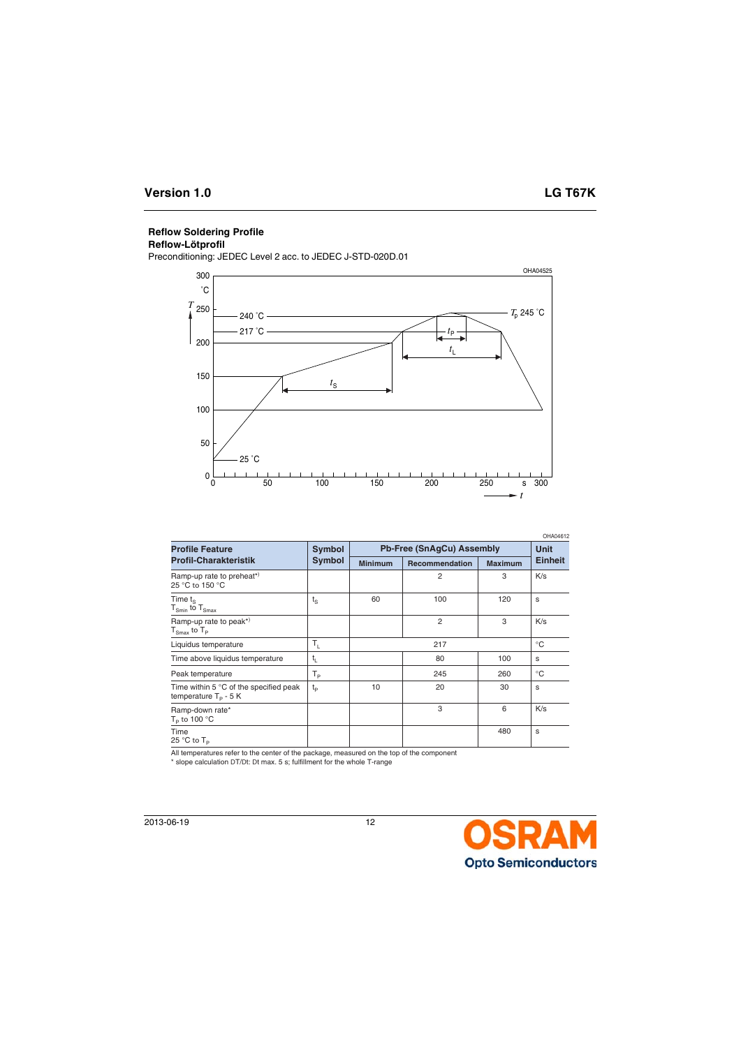**Reflow Soldering Profile**
**Reflow-Lötprofil**

Preconditioning: JEDEC Level 2 acc. to JEDEC J-STD-020D.01

OHA04525

OHA04612

| Profile Feature<br>Profil-Charakteristik | Symbol<br>Symbol | Pb-Free (SnAgCu) Assembly | | | Unit<br>Einheit |
|---|---|---|---|---|---|
| | | Minimum | Recommendation | Maximum | |
| Ramp-up rate to preheat*)<br>25 °C to 150 °C | | | 2 | 3 | K/s |
| Time $t_S$<br>$T_{Smin}$ to $T_{Smax}$ | $t_S$ | 60 | 100 | 120 | s |
| Ramp-up rate to peak*)<br>$T_{Smax}$ to $T_P$ | | | 2 | 3 | K/s |
| Liquidus temperature | $T_L$ | | 217 | | °C |
| Time above liquidus temperature | $t_L$ | | 80 | 100 | s |
| Peak temperature | $T_P$ | | 245 | 260 | °C |
| Time within 5 °C of the specified peak temperature $T_P$ - 5 K | $t_P$ | 10 | 20 | 30 | s |
| Ramp-down rate*<br>$T_P$ to 100 °C | | | 3 | 6 | K/s |
| Time<br>25 °C to $T_P$ | | | | 480 | s |

All temperatures refer to the center of the package, measured on the top of the component
* slope calculation DT/Dt: Dt max. 5 s; fulfillment for the whole T-range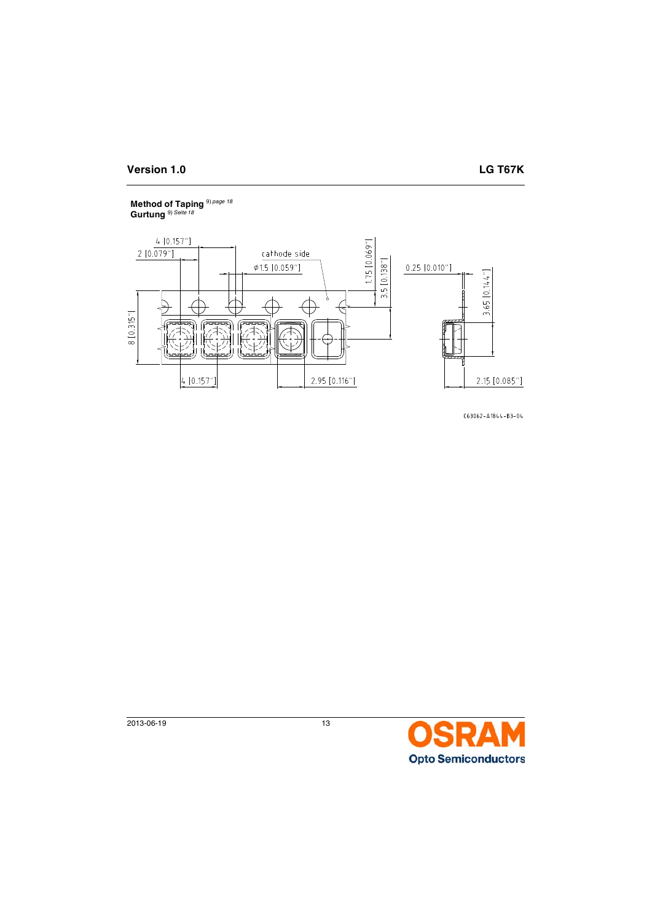**Method of Taping** 9) *page 18*
**Gurtung** 9) *Seite 18*

4 [0.157"]
2 [0.079"]
cathode side
⌀1.5 [0.059"]
1.75 [0.069"]
3.5 [0.138"]
0.25 [0.010"]
3.65 [0.144"]
8 [0.315"]
4 [0.157"]
2.95 [0.116"]
2.15 [0.085"]

C63062-A1844-B3-04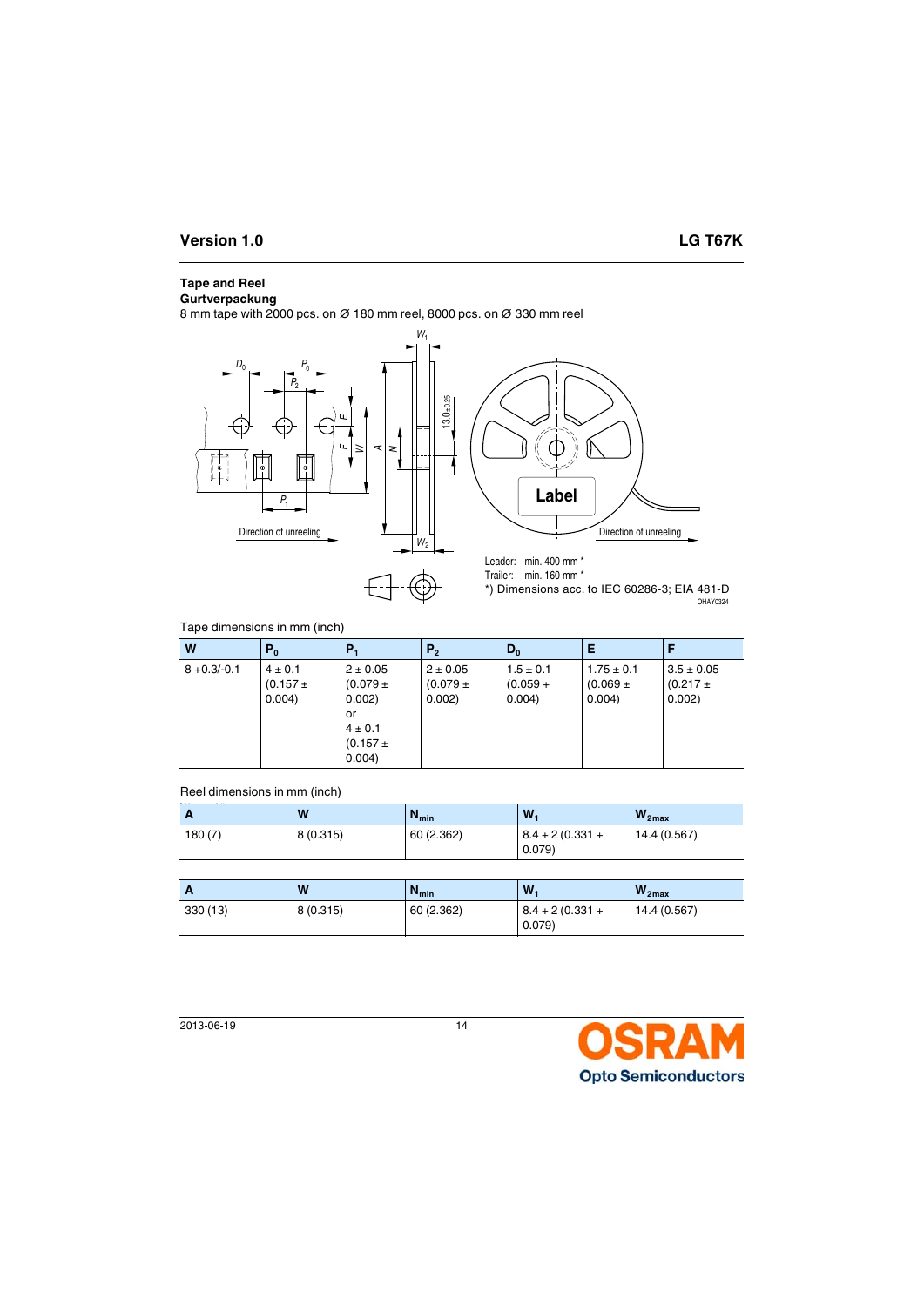**Tape and Reel**
**Gurtverpackung**
8 mm tape with 2000 pcs. on Ø 180 mm reel, 8000 pcs. on Ø 330 mm reel

Leader: min. 400 mm *
Trailer: min. 160 mm *
*) Dimensions acc. to IEC 60286-3; EIA 481-D

OHAY0324

Tape dimensions in mm (inch)

| W | $P_0$ | $P_1$ | $P_2$ | $D_0$ | E | F |
|---|---|---|---|---|---|---|
| 8 +0.3/-0.1 | 4 ± 0.1 (0.157 ± 0.004) | 2 ± 0.05 (0.079 ± 0.002) or 4 ± 0.1 (0.157 ± 0.004) | 2 ± 0.05 (0.079 ± 0.002) | 1.5 ± 0.1 (0.059 + 0.004) | 1.75 ± 0.1 (0.069 ± 0.004) | 3.5 ± 0.05 (0.217 ± 0.002) |

Reel dimensions in mm (inch)

| A | W | $N_{min}$ | $W_1$ | $W_{2max}$ |
|---|---|---|---|---|
| 180 (7) | 8 (0.315) | 60 (2.362) | 8.4 + 2 (0.331 + 0.079) | 14.4 (0.567) |

| A | W | $N_{min}$ | $W_1$ | $W_{2max}$ |
|---|---|---|---|---|
| 330 (13) | 8 (0.315) | 60 (2.362) | 8.4 + 2 (0.331 + 0.079) | 14.4 (0.567) |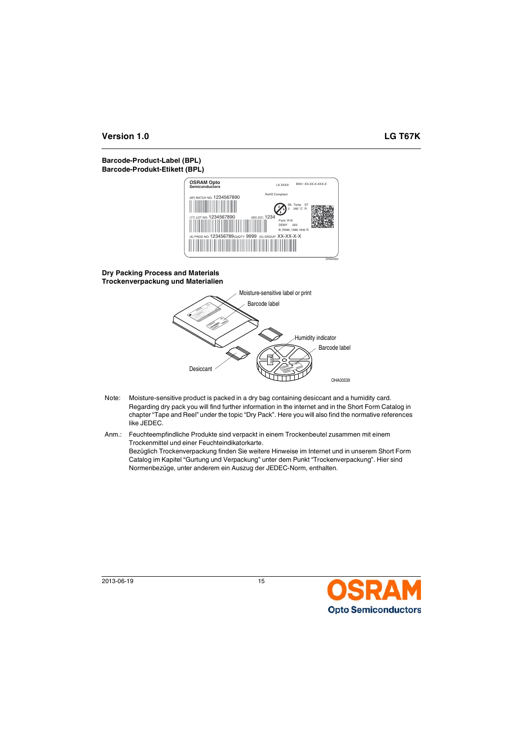## Barcode-Product-Label (BPL)
## Barcode-Produkt-Etikett (BPL)

## Dry Packing Process and Materials
## Trockenverpackung und Materialien

Note: Moisture-sensitive product is packed in a dry bag containing desiccant and a humidity card. Regarding dry pack you will find further information in the internet and in the Short Form Catalog in chapter "Tape and Reel" under the topic "Dry Pack". Here you will also find the normative references like JEDEC.

Anm.: Feuchteempfindliche Produkte sind verpackt in einem Trockenbeutel zusammen mit einem Trockenmittel und einer Feuchteindikatorkarte.
Bezüglich Trockenverpackung finden Sie weitere Hinweise im Internet und in unserem Short Form Catalog im Kapitel "Gurtung und Verpackung" unter dem Punkt "Trockenverpackung". Hier sind Normenbezüge, unter anderem ein Auszug der JEDEC-Norm, enthalten.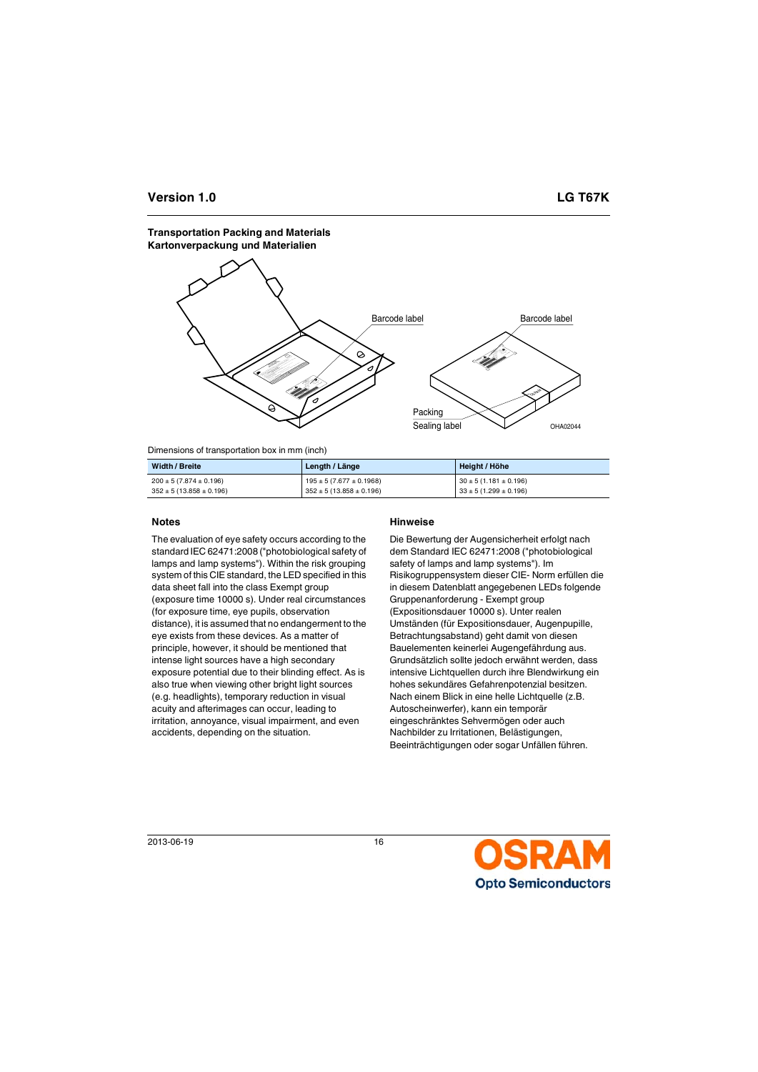## Transportation Packing and Materials
## Kartonverpackung und Materialien

Barcode label

Barcode label

Packing
Sealing label

OHA02044

Dimensions of transportation box in mm (inch)

| Width / Breite | Length / Länge | Height / Höhe |
|---|---|---|
| 200 ± 5 (7.874 ± 0.196)<br>352 ± 5 (13.858 ± 0.196) | 195 ± 5 (7.677 ± 0.1968)<br>352 ± 5 (13.858 ± 0.196) | 30 ± 5 (1.181 ± 0.196)<br>33 ± 5 (1.299 ± 0.196) |

### Notes

The evaluation of eye safety occurs according to the standard IEC 62471:2008 ("photobiological safety of lamps and lamp systems"). Within the risk grouping system of this CIE standard, the LED specified in this data sheet fall into the class Exempt group (exposure time 10000 s). Under real circumstances (for exposure time, eye pupils, observation distance), it is assumed that no endangerment to the eye exists from these devices. As a matter of principle, however, it should be mentioned that intense light sources have a high secondary exposure potential due to their blinding effect. As is also true when viewing other bright light sources (e.g. headlights), temporary reduction in visual acuity and afterimages can occur, leading to irritation, annoyance, visual impairment, and even accidents, depending on the situation.

### Hinweise

Die Bewertung der Augensicherheit erfolgt nach dem Standard IEC 62471:2008 ("photobiological safety of lamps and lamp systems"). Im Risikogruppensystem dieser CIE- Norm erfüllen die in diesem Datenblatt angegebenen LEDs folgende Gruppenanforderung - Exempt group (Expositionsdauer 10000 s). Unter realen Umständen (für Expositionsdauer, Augenpupille, Betrachtungsabstand) geht damit von diesen Bauelementen keinerlei Augengefährdung aus. Grundsätzlich sollte jedoch erwähnt werden, dass intensive Lichtquellen durch ihre Blendwirkung ein hohes sekundäres Gefahrenpotenzial besitzen. Nach einem Blick in eine helle Lichtquelle (z.B. Autoscheinwerfer), kann ein temporär eingeschränktes Sehvermögen oder auch Nachbilder zu Irritationen, Belästigungen, Beeinträchtigungen oder sogar Unfällen führen.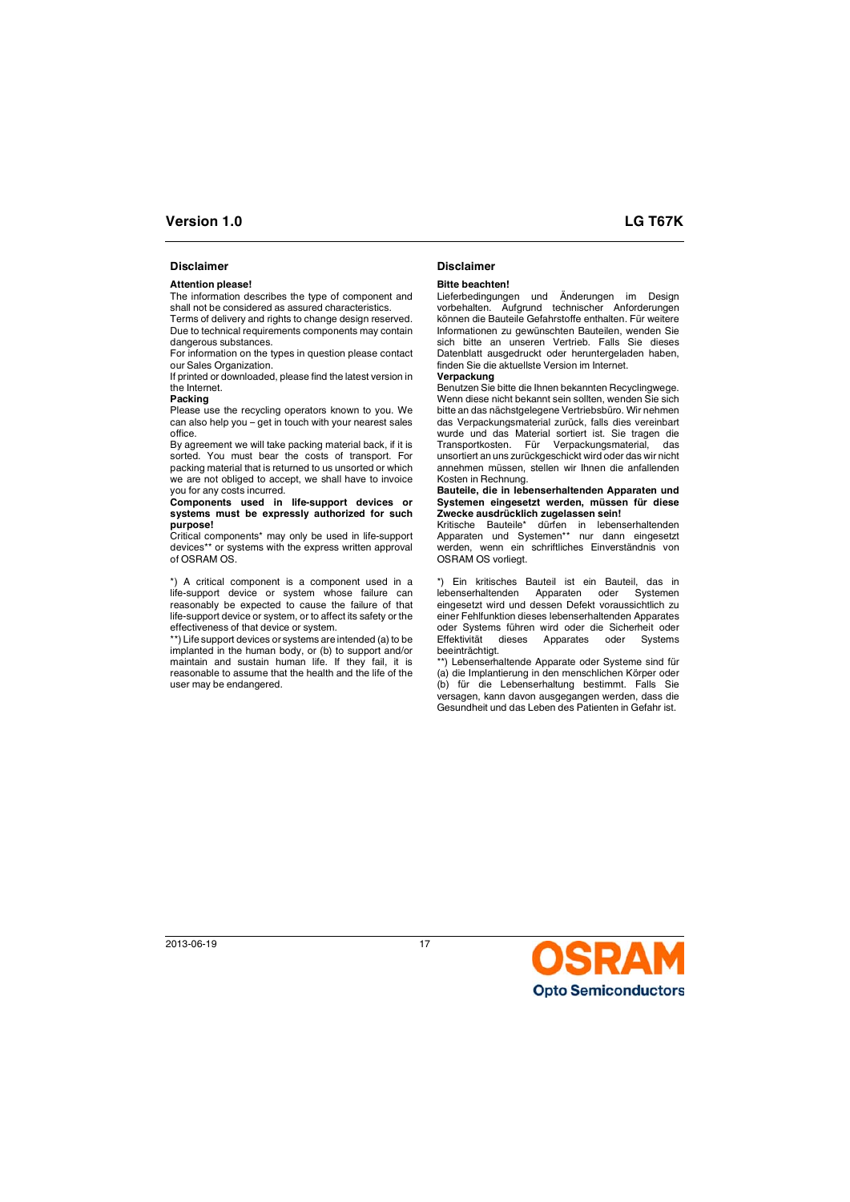## Disclaimer

**Attention please!**

The information describes the type of component and shall not be considered as assured characteristics.

Terms of delivery and rights to change design reserved.

Due to technical requirements components may contain dangerous substances.

For information on the types in question please contact our Sales Organization.

If printed or downloaded, please find the latest version in the Internet.

**Packing**

Please use the recycling operators known to you. We can also help you – get in touch with your nearest sales office.

By agreement we will take packing material back, if it is sorted. You must bear the costs of transport. For packing material that is returned to us unsorted or which we are not obliged to accept, we shall have to invoice you for any costs incurred.

**Components used in life-support devices or systems must be expressly authorized for such purpose!**

Critical components* may only be used in life-support devices** or systems with the express written approval of OSRAM OS.

*) A critical component is a component used in a life-support device or system whose failure can reasonably be expected to cause the failure of that life-support device or system, or to affect its safety or the effectiveness of that device or system.

**) Life support devices or systems are intended (a) to be implanted in the human body, or (b) to support and/or maintain and sustain human life. If they fail, it is reasonable to assume that the health and the life of the user may be endangered.

## Disclaimer

**Bitte beachten!**

Lieferbedingungen und Änderungen im Design vorbehalten. Aufgrund technischer Anforderungen können die Bauteile Gefahrstoffe enthalten. Für weitere Informationen zu gewünschten Bauteilen, wenden Sie sich bitte an unseren Vertrieb. Falls Sie dieses Datenblatt ausgedruckt oder heruntergeladen haben, finden Sie die aktuellste Version im Internet.

**Verpackung**

Benutzen Sie bitte die Ihnen bekannten Recyclingwege. Wenn diese nicht bekannt sein sollten, wenden Sie sich bitte an das nächstgelegene Vertriebsbüro. Wir nehmen das Verpackungsmaterial zurück, falls dies vereinbart wurde und das Material sortiert ist. Sie tragen die Transportkosten. Für Verpackungsmaterial, das unsortiert an uns zurückgeschickt wird oder das wir nicht annehmen müssen, stellen wir Ihnen die anfallenden Kosten in Rechnung.

**Bauteile, die in lebenserhaltenden Apparaten und Systemen eingesetzt werden, müssen für diese Zwecke ausdrücklich zugelassen sein!**

Kritische Bauteile* dürfen in lebenserhaltenden Apparaten und Systemen** nur dann eingesetzt werden, wenn ein schriftliches Einverständnis von OSRAM OS vorliegt.

*) Ein kritisches Bauteil ist ein Bauteil, das in lebenserhaltenden Apparaten oder Systemen eingesetzt wird und dessen Defekt voraussichtlich zu einer Fehlfunktion dieses lebenserhaltenden Apparates oder Systems führen wird oder die Sicherheit oder Effektivität dieses Apparates oder Systems beeinträchtigt.

**) Lebenserhaltende Apparate oder Systeme sind für (a) die Implantierung in den menschlichen Körper oder (b) für die Lebenserhaltung bestimmt. Falls Sie versagen, kann davon ausgegangen werden, dass die Gesundheit und das Leben des Patienten in Gefahr ist.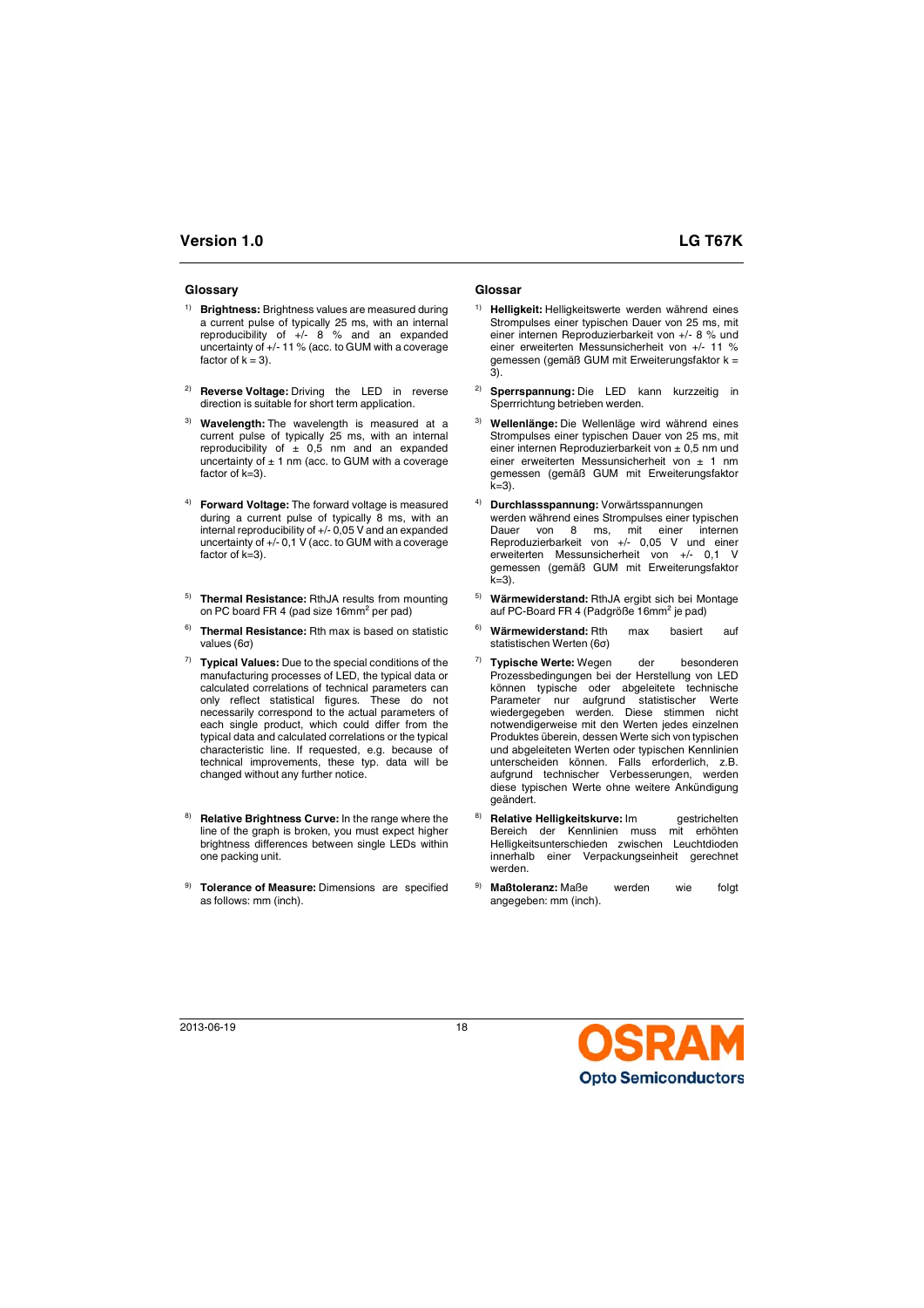## Glossary

1) **Brightness:** Brightness values are measured during a current pulse of typically 25 ms, with an internal reproducibility of +/- 8 % and an expanded uncertainty of +/- 11 % (acc. to GUM with a coverage factor of k = 3).

2) **Reverse Voltage:** Driving the LED in reverse direction is suitable for short term application.

3) **Wavelength:** The wavelength is measured at a current pulse of typically 25 ms, with an internal reproducibility of ± 0,5 nm and an expanded uncertainty of ± 1 nm (acc. to GUM with a coverage factor of k=3).

4) **Forward Voltage:** The forward voltage is measured during a current pulse of typically 8 ms, with an internal reproducibility of +/- 0,05 V and an expanded uncertainty of +/- 0,1 V (acc. to GUM with a coverage factor of k=3).

5) **Thermal Resistance:** RthJA results from mounting on PC board FR 4 (pad size 16mm² per pad)

6) **Thermal Resistance:** Rth max is based on statistic values (6σ)

7) **Typical Values:** Due to the special conditions of the manufacturing processes of LED, the typical data or calculated correlations of technical parameters can only reflect statistical figures. These do not necessarily correspond to the actual parameters of each single product, which could differ from the typical data and calculated correlations or the typical characteristic line. If requested, e.g. because of technical improvements, these typ. data will be changed without any further notice.

8) **Relative Brightness Curve:** In the range where the line of the graph is broken, you must expect higher brightness differences between single LEDs within one packing unit.

9) **Tolerance of Measure:** Dimensions are specified as follows: mm (inch).

## Glossar

1) **Helligkeit:** Helligkeitswerte werden während eines Strompulses einer typischen Dauer von 25 ms, mit einer internen Reproduzierbarkeit von +/- 8 % und einer erweiterten Messunsicherheit von +/- 11 % gemessen (gemäß GUM mit Erweiterungsfaktor k = 3).

2) **Sperrspannung:** Die LED kann kurzzeitig in Sperrrichtung betrieben werden.

3) **Wellenlänge:** Die Wellenläge wird während eines Strompulses einer typischen Dauer von 25 ms, mit einer internen Reproduzierbarkeit von ± 0,5 nm und einer erweiterten Messunsicherheit von ± 1 nm gemessen (gemäß GUM mit Erweiterungsfaktor k=3).

4) **Durchlassspannung:** Vorwärtsspannungen werden während eines Strompulses einer typischen Dauer von 8 ms, mit einer internen Reproduzierbarkeit von +/- 0,05 V und einer erweiterten Messunsicherheit von +/- 0,1 V gemessen (gemäß GUM mit Erweiterungsfaktor k=3).

5) **Wärmewiderstand:** RthJA ergibt sich bei Montage auf PC-Board FR 4 (Padgröße 16mm² je pad)

6) **Wärmewiderstand:** Rth max basiert auf statistischen Werten (6σ)

7) **Typische Werte:** Wegen der besonderen Prozessbedingungen bei der Herstellung von LED können typische oder abgeleitete technische Parameter nur aufgrund statistischer Werte wiedergegeben werden. Diese stimmen nicht notwendigerweise mit den Werten jedes einzelnen Produktes überein, dessen Werte sich von typischen und abgeleiteten Werten oder typischen Kennlinien unterscheiden können. Falls erforderlich, z.B. aufgrund technischer Verbesserungen, werden diese typischen Werte ohne weitere Ankündigung geändert.

8) **Relative Helligkeitskurve:** Im gestrichelten Bereich der Kennlinien muss mit erhöhten Helligkeitsunterschieden zwischen Leuchtdioden innerhalb einer Verpackungseinheit gerechnet werden.

9) **Maßtoleranz:** Maße werden wie folgt angegeben: mm (inch).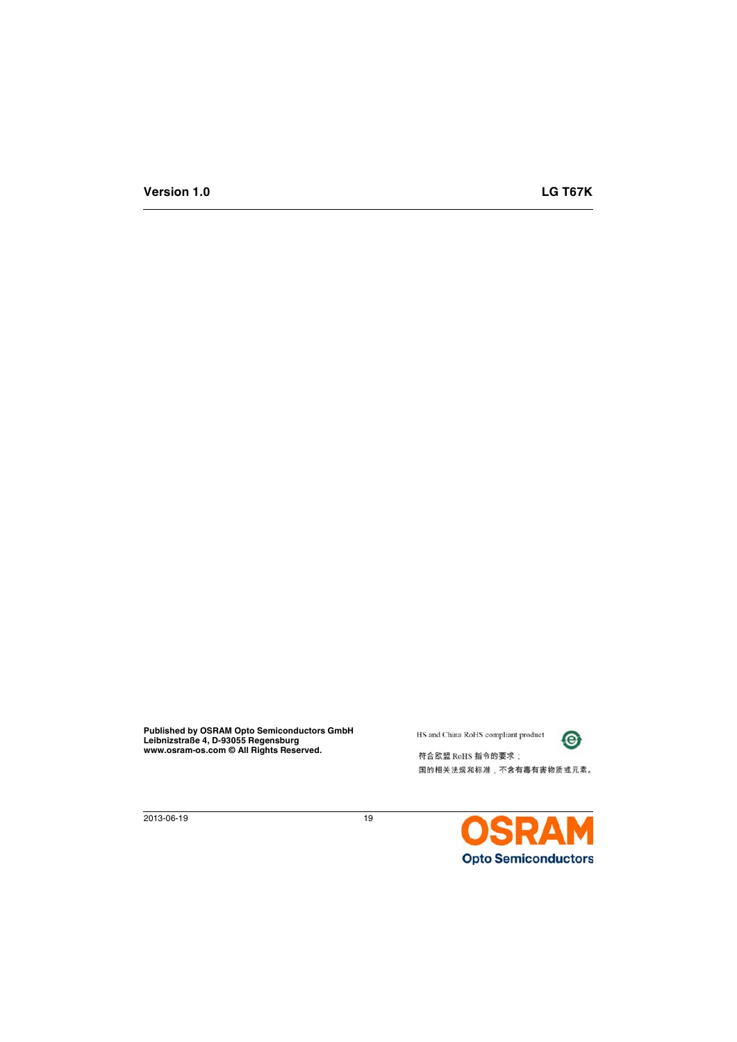Published by OSRAM Opto Semiconductors GmbH
Leibnizstraße 4, D-93055 Regensburg
www.osram-os.com © All Rights Reserved.

HS and China RoHS compliant product

符合欧盟 RoHS 指令的要求；

国的相关法规和标准，不含有毒有害物质或元素。